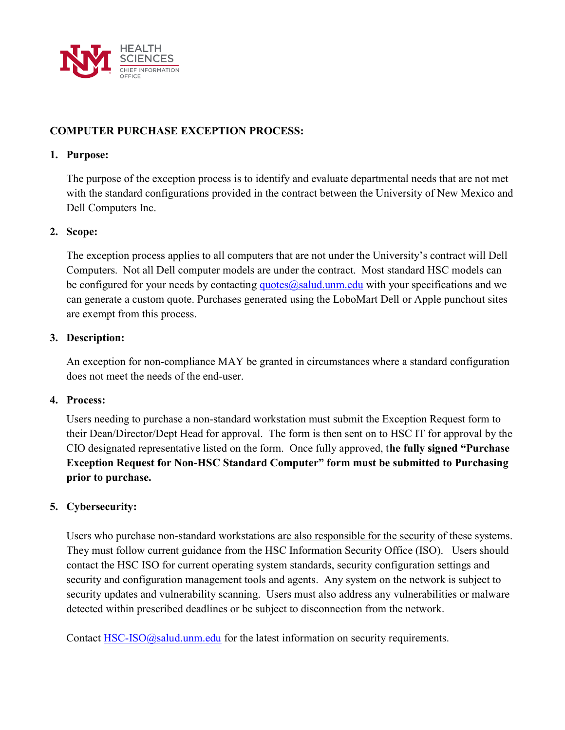HEALTH SCIENCES
CHIEF INFORMATION OFFICE

## COMPUTER PURCHASE EXCEPTION PROCESS:

1. **Purpose:**

   The purpose of the exception process is to identify and evaluate departmental needs that are not met with the standard configurations provided in the contract between the University of New Mexico and Dell Computers Inc.

2. **Scope:**

   The exception process applies to all computers that are not under the University's contract will Dell Computers. Not all Dell computer models are under the contract. Most standard HSC models can be configured for your needs by contacting quotes@salud.unm.edu with your specifications and we can generate a custom quote. Purchases generated using the LoboMart Dell or Apple punchout sites are exempt from this process.

3. **Description:**

   An exception for non-compliance MAY be granted in circumstances where a standard configuration does not meet the needs of the end-user.

4. **Process:**

   Users needing to purchase a non-standard workstation must submit the Exception Request form to their Dean/Director/Dept Head for approval. The form is then sent on to HSC IT for approval by the CIO designated representative listed on the form. Once fully approved, t**he fully signed "Purchase Exception Request for Non-HSC Standard Computer" form must be submitted to Purchasing prior to purchase.**

5. **Cybersecurity:**

   Users who purchase non-standard workstations are also responsible for the security of these systems. They must follow current guidance from the HSC Information Security Office (ISO). Users should contact the HSC ISO for current operating system standards, security configuration settings and security and configuration management tools and agents. Any system on the network is subject to security updates and vulnerability scanning. Users must also address any vulnerabilities or malware detected within prescribed deadlines or be subject to disconnection from the network.

   Contact HSC-ISO@salud.unm.edu for the latest information on security requirements.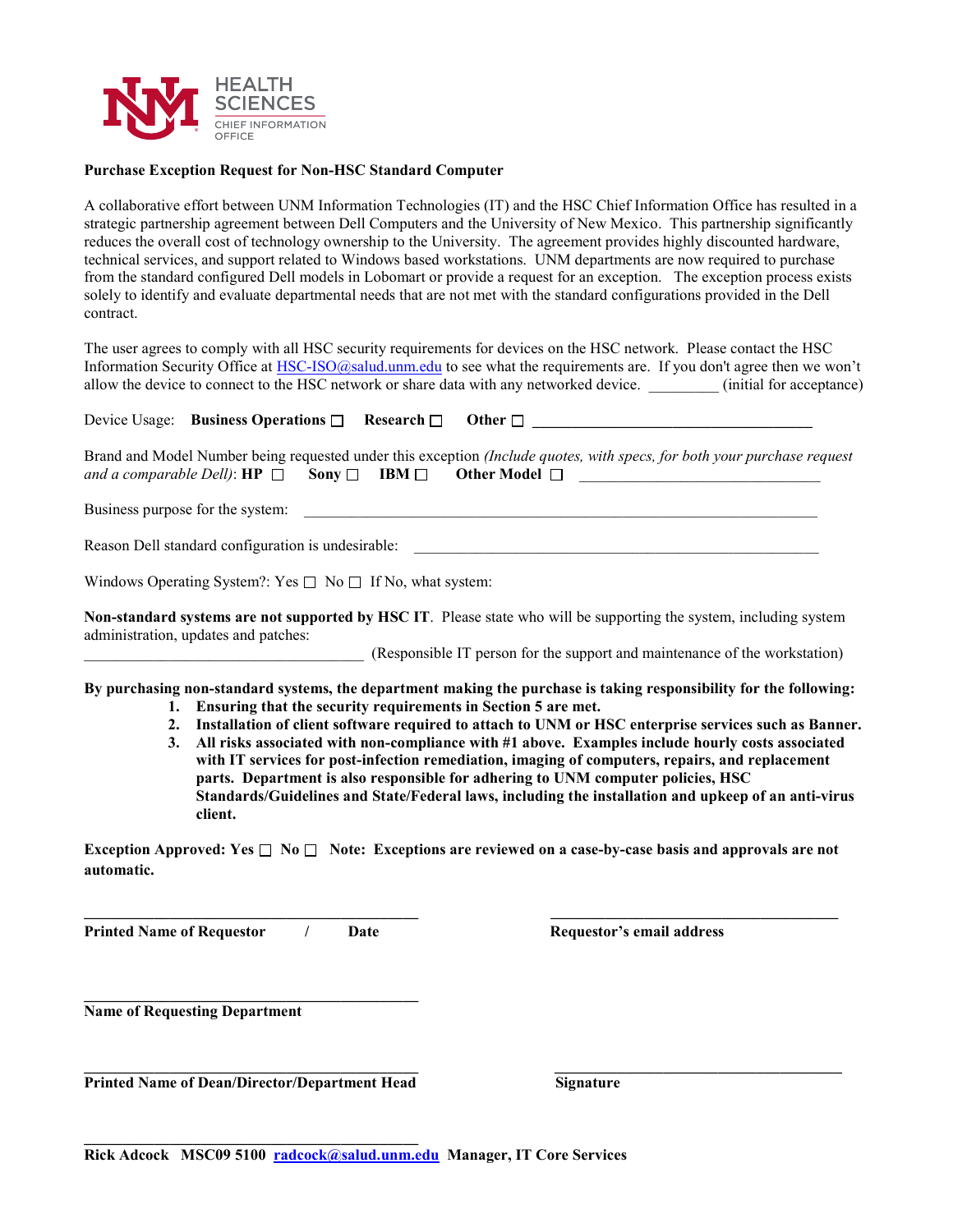HEALTH SCIENCES
CHIEF INFORMATION OFFICE

**Purchase Exception Request for Non-HSC Standard Computer**

A collaborative effort between UNM Information Technologies (IT) and the HSC Chief Information Office has resulted in a strategic partnership agreement between Dell Computers and the University of New Mexico. This partnership significantly reduces the overall cost of technology ownership to the University. The agreement provides highly discounted hardware, technical services, and support related to Windows based workstations. UNM departments are now required to purchase from the standard configured Dell models in Lobomart or provide a request for an exception. The exception process exists solely to identify and evaluate departmental needs that are not met with the standard configurations provided in the Dell contract.

The user agrees to comply with all HSC security requirements for devices on the HSC network. Please contact the HSC Information Security Office at HSC-ISO@salud.unm.edu to see what the requirements are. If you don't agree then we won't allow the device to connect to the HSC network or share data with any networked device. _________ (initial for acceptance)

Device Usage: **Business Operations** ☐ **Research** ☐ **Other** ☐ ____________________________________

Brand and Model Number being requested under this exception *(Include quotes, with specs, for both your purchase request and a comparable Dell)*: **HP** ☐ **Sony** ☐ **IBM** ☐ **Other Model** ☐ ______________________________

Business purpose for the system: ______________________________________________________________________

Reason Dell standard configuration is undesirable: ______________________________________________________

Windows Operating System?: Yes ☐ No ☐ If No, what system:

**Non-standard systems are not supported by HSC IT**. Please state who will be supporting the system, including system administration, updates and patches:
____________________________________ (Responsible IT person for the support and maintenance of the workstation)

**By purchasing non-standard systems, the department making the purchase is taking responsibility for the following:**

1. **Ensuring that the security requirements in Section 5 are met.**
2. **Installation of client software required to attach to UNM or HSC enterprise services such as Banner.**
3. **All risks associated with non-compliance with #1 above. Examples include hourly costs associated with IT services for post-infection remediation, imaging of computers, repairs, and replacement parts. Department is also responsible for adhering to UNM computer policies, HSC Standards/Guidelines and State/Federal laws, including the installation and upkeep of an anti-virus client.**

**Exception Approved: Yes** ☐ **No** ☐ **Note: Exceptions are reviewed on a case-by-case basis and approvals are not automatic.**

____________________________________________ ____________________________________________

**Printed Name of Requestor / Date** **Requestor's email address**

____________________________________________

**Name of Requesting Department**

____________________________________________ ____________________________________________

**Printed Name of Dean/Director/Department Head** **Signature**

____________________________________________

**Rick Adcock MSC09 5100 radcock@salud.unm.edu Manager, IT Core Services**